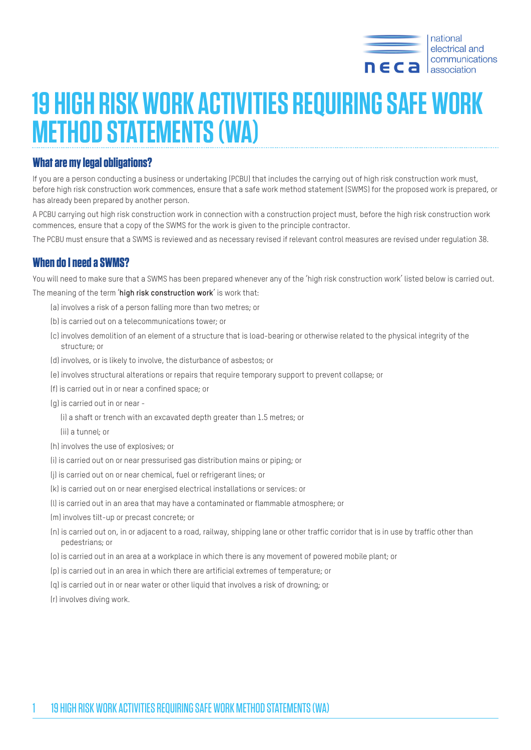# 19 HIGH RISK WORK ACTIVITIES REQUIRING SAFE WORK METHOD STATEMENTS (WA)

## What are my legal obligations?

If you are a person conducting a business or undertaking (PCBU) that includes the carrying out of high risk construction work must, before high risk construction work commences, ensure that a safe work method statement (SWMS) for the proposed work is prepared, or has already been prepared by another person.

A PCBU carrying out high risk construction work in connection with a construction project must, before the high risk construction work commences, ensure that a copy of the SWMS for the work is given to the principle contractor.

The PCBU must ensure that a SWMS is reviewed and as necessary revised if relevant control measures are revised under regulation 38.

## When do I need a SWMS?

You will need to make sure that a SWMS has been prepared whenever any of the 'high risk construction work' listed below is carried out.

The meaning of the term '**high risk construction work**' is work that:

(a) involves a risk of a person falling more than two metres; or

(b) is carried out on a telecommunications tower; or

(c) involves demolition of an element of a structure that is load-bearing or otherwise related to the physical integrity of the structure; or

(d) involves, or is likely to involve, the disturbance of asbestos; or

(e) involves structural alterations or repairs that require temporary support to prevent collapse; or

(f) is carried out in or near a confined space; or

(g) is carried out in or near -

(i) a shaft or trench with an excavated depth greater than 1.5 metres; or

(ii) a tunnel; or

(h) involves the use of explosives; or

(i) is carried out on or near pressurised gas distribution mains or piping; or

(j) is carried out on or near chemical, fuel or refrigerant lines; or

(k) is carried out on or near energised electrical installations or services: or

(l) is carried out in an area that may have a contaminated or flammable atmosphere; or

(m) involves tilt-up or precast concrete; or

(n) is carried out on, in or adjacent to a road, railway, shipping lane or other traffic corridor that is in use by traffic other than pedestrians; or

(o) is carried out in an area at a workplace in which there is any movement of powered mobile plant; or

(p) is carried out in an area in which there are artificial extremes of temperature; or

(q) is carried out in or near water or other liquid that involves a risk of drowning; or

(r) involves diving work.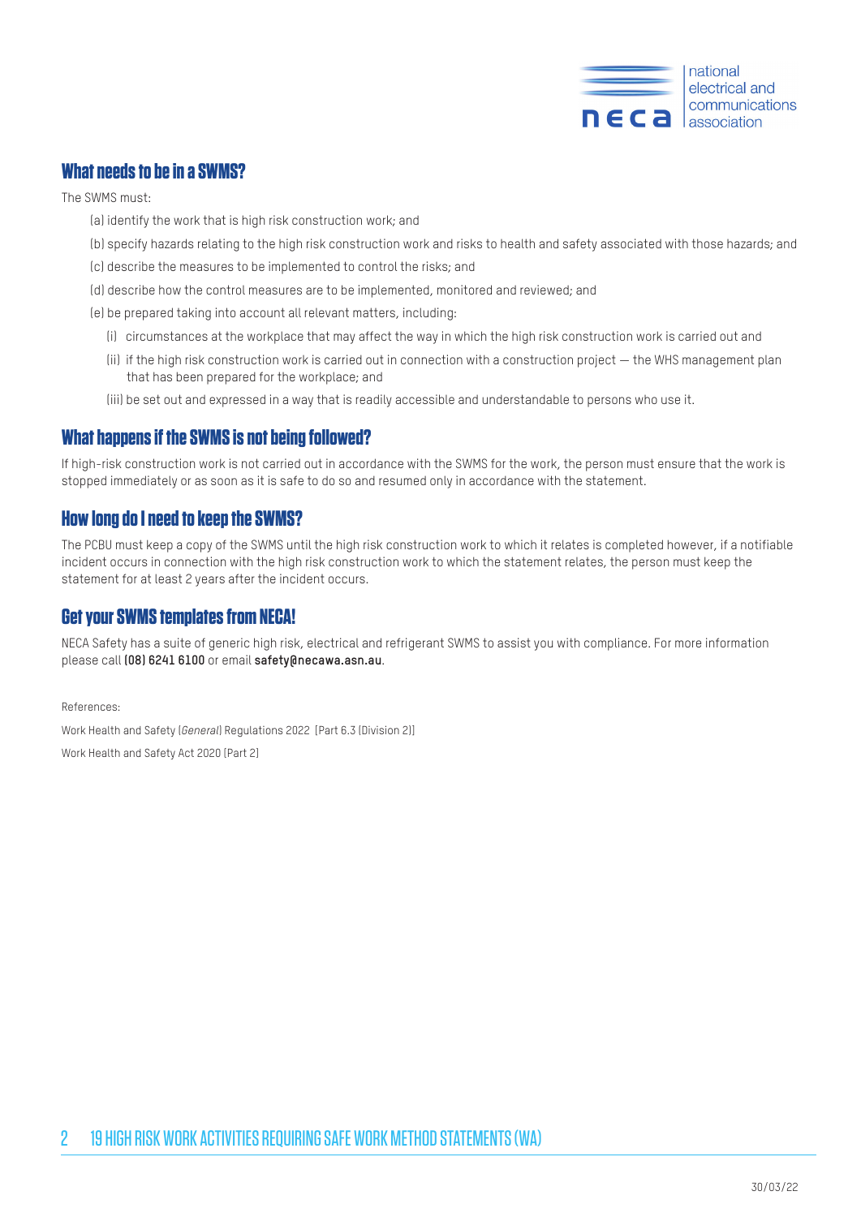## What needs to be in a SWMS?

The SWMS must:

(a) identify the work that is high risk construction work; and

(b) specify hazards relating to the high risk construction work and risks to health and safety associated with those hazards; and

(c) describe the measures to be implemented to control the risks; and

(d) describe how the control measures are to be implemented, monitored and reviewed; and

(e) be prepared taking into account all relevant matters, including:

(i) circumstances at the workplace that may affect the way in which the high risk construction work is carried out and

(ii) if the high risk construction work is carried out in connection with a construction project — the WHS management plan that has been prepared for the workplace; and

(iii) be set out and expressed in a way that is readily accessible and understandable to persons who use it.

## What happens if the SWMS is not being followed?

If high-risk construction work is not carried out in accordance with the SWMS for the work, the person must ensure that the work is stopped immediately or as soon as it is safe to do so and resumed only in accordance with the statement.

## How long do I need to keep the SWMS?

The PCBU must keep a copy of the SWMS until the high risk construction work to which it relates is completed however, if a notifiable incident occurs in connection with the high risk construction work to which the statement relates, the person must keep the statement for at least 2 years after the incident occurs.

## Get your SWMS templates from NECA!

NECA Safety has a suite of generic high risk, electrical and refrigerant SWMS to assist you with compliance. For more information please call **(08) 6241 6100** or email **safety@necawa.asn.au**.

References:

Work Health and Safety (*General*) Regulations 2022 [Part 6.3 (Division 2)]

Work Health and Safety Act 2020 [Part 2]